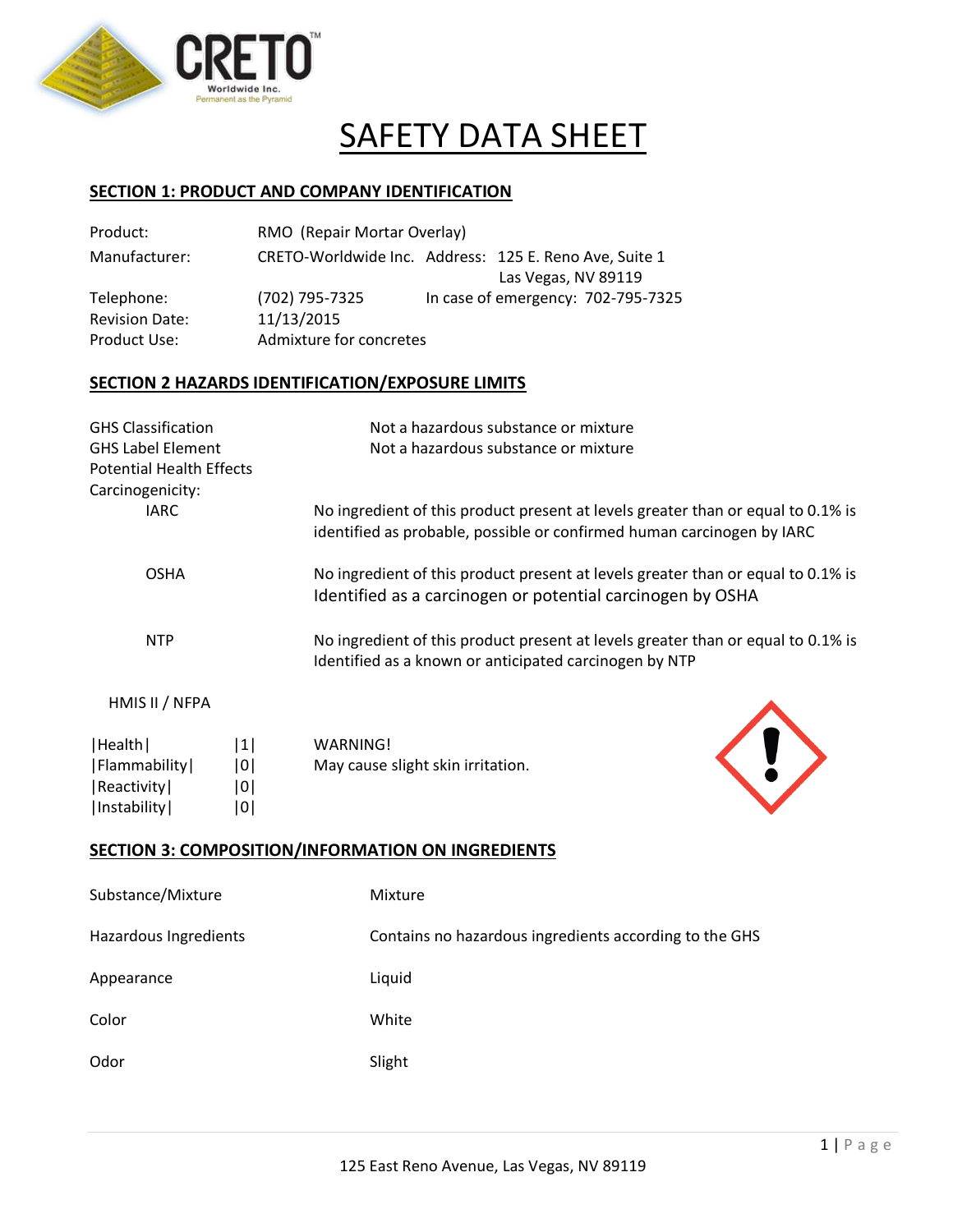# SAFETY DATA SHEET

## SECTION 1: PRODUCT AND COMPANY IDENTIFICATION

| | | |
|---|---|---|
| Product: | RMO (Repair Mortar Overlay) | |
| Manufacturer: | CRETO-Worldwide Inc. | Address: 125 E. Reno Ave, Suite 1, Las Vegas, NV 89119 |
| Telephone: | (702) 795-7325 | In case of emergency: 702-795-7325 |
| Revision Date: | 11/13/2015 | |
| Product Use: | Admixture for concretes | |

## SECTION 2 HAZARDS IDENTIFICATION/EXPOSURE LIMITS

| | |
|---|---|
| GHS Classification | Not a hazardous substance or mixture |
| GHS Label Element | Not a hazardous substance or mixture |
| Potential Health Effects | |
| Carcinogenicity: | |
| IARC | No ingredient of this product present at levels greater than or equal to 0.1% is identified as probable, possible or confirmed human carcinogen by IARC |
| OSHA | No ingredient of this product present at levels greater than or equal to 0.1% is Identified as a carcinogen or potential carcinogen by OSHA |
| NTP | No ingredient of this product present at levels greater than or equal to 0.1% is Identified as a known or anticipated carcinogen by NTP |

HMIS II / NFPA

| | |
|---|---|
| Health | 1 |
| Flammability | 0 |
| Reactivity | 0 |
| Instability | 0 |

WARNING!
May cause slight skin irritation.

## SECTION 3: COMPOSITION/INFORMATION ON INGREDIENTS

| | |
|---|---|
| Substance/Mixture | Mixture |
| Hazardous Ingredients | Contains no hazardous ingredients according to the GHS |
| Appearance | Liquid |
| Color | White |
| Odor | Slight |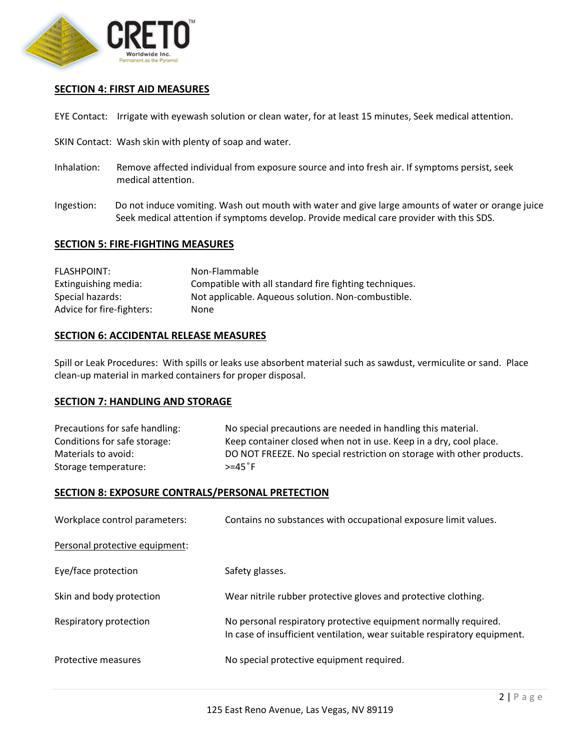## SECTION 4: FIRST AID MEASURES

EYE Contact: Irrigate with eyewash solution or clean water, for at least 15 minutes, Seek medical attention.

SKIN Contact: Wash skin with plenty of soap and water.

Inhalation: Remove affected individual from exposure source and into fresh air. If symptoms persist, seek medical attention.

Ingestion: Do not induce vomiting. Wash out mouth with water and give large amounts of water or orange juice Seek medical attention if symptoms develop. Provide medical care provider with this SDS.

## SECTION 5: FIRE-FIGHTING MEASURES

| | |
|---|---|
| FLASHPOINT: | Non-Flammable |
| Extinguishing media: | Compatible with all standard fire fighting techniques. |
| Special hazards: | Not applicable. Aqueous solution. Non-combustible. |
| Advice for fire-fighters: | None |

## SECTION 6: ACCIDENTAL RELEASE MEASURES

Spill or Leak Procedures: With spills or leaks use absorbent material such as sawdust, vermiculite or sand. Place clean-up material in marked containers for proper disposal.

## SECTION 7: HANDLING AND STORAGE

| | |
|---|---|
| Precautions for safe handling: | No special precautions are needed in handling this material. |
| Conditions for safe storage: | Keep container closed when not in use. Keep in a dry, cool place. |
| Materials to avoid: | DO NOT FREEZE. No special restriction on storage with other products. |
| Storage temperature: | >=45˚F |

## SECTION 8: EXPOSURE CONTRALS/PERSONAL PRETECTION

Workplace control parameters: Contains no substances with occupational exposure limit values.

Personal protective equipment:

| | |
|---|---|
| Eye/face protection | Safety glasses. |
| Skin and body protection | Wear nitrile rubber protective gloves and protective clothing. |
| Respiratory protection | No personal respiratory protective equipment normally required. In case of insufficient ventilation, wear suitable respiratory equipment. |
| Protective measures | No special protective equipment required. |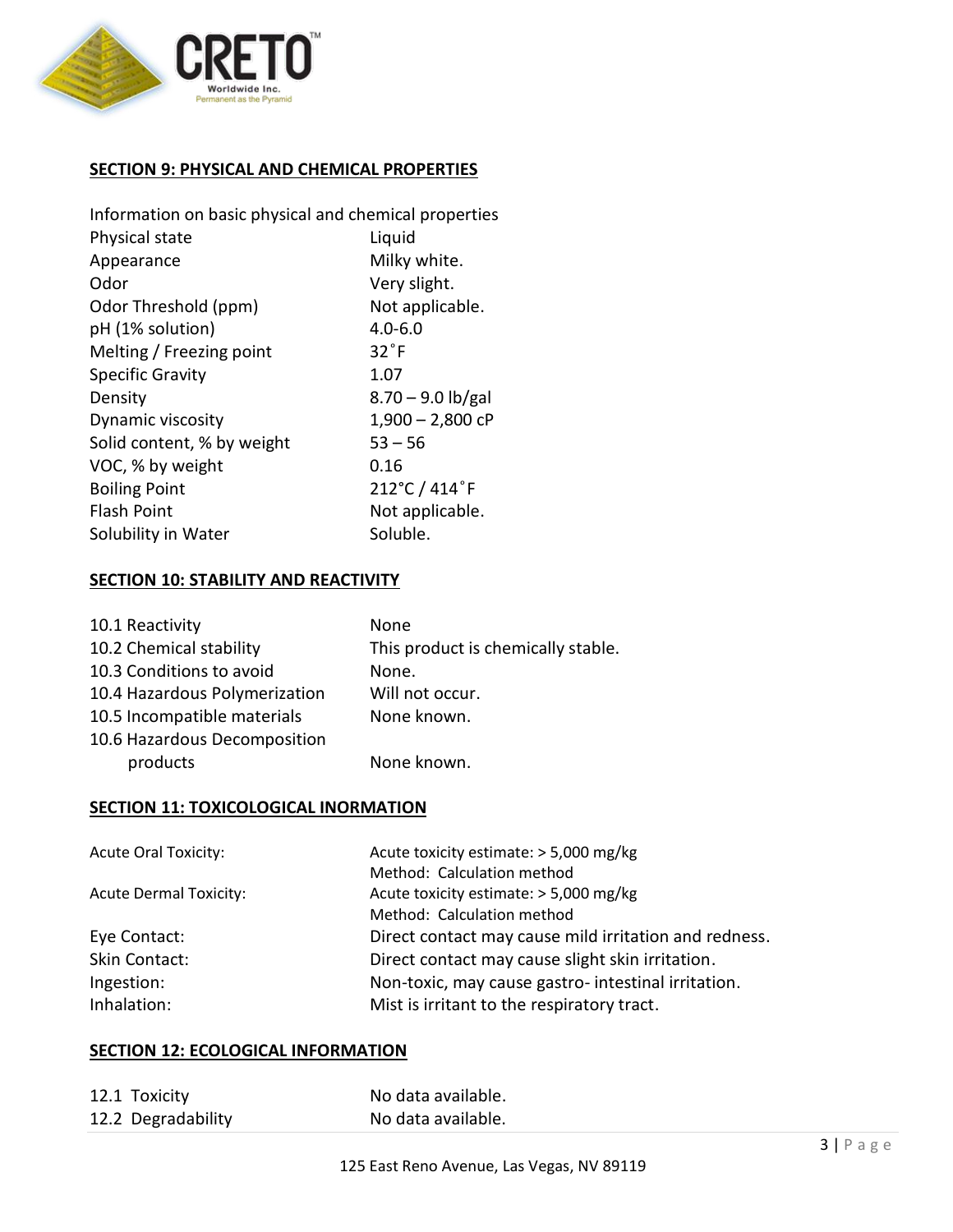## SECTION 9: PHYSICAL AND CHEMICAL PROPERTIES

Information on basic physical and chemical properties

| | |
|---|---|
| Physical state | Liquid |
| Appearance | Milky white. |
| Odor | Very slight. |
| Odor Threshold (ppm) | Not applicable. |
| pH (1% solution) | 4.0-6.0 |
| Melting / Freezing point | 32˚F |
| Specific Gravity | 1.07 |
| Density | 8.70 – 9.0 lb/gal |
| Dynamic viscosity | 1,900 – 2,800 cP |
| Solid content, % by weight | 53 – 56 |
| VOC, % by weight | 0.16 |
| Boiling Point | 212°C / 414˚F |
| Flash Point | Not applicable. |
| Solubility in Water | Soluble. |

## SECTION 10: STABILITY AND REACTIVITY

| | |
|---|---|
| 10.1 Reactivity | None |
| 10.2 Chemical stability | This product is chemically stable. |
| 10.3 Conditions to avoid | None. |
| 10.4 Hazardous Polymerization | Will not occur. |
| 10.5 Incompatible materials | None known. |
| 10.6 Hazardous Decomposition products | None known. |

## SECTION 11: TOXICOLOGICAL INORMATION

| | |
|---|---|
| Acute Oral Toxicity: | Acute toxicity estimate: > 5,000 mg/kg<br>Method: Calculation method |
| Acute Dermal Toxicity: | Acute toxicity estimate: > 5,000 mg/kg<br>Method: Calculation method |
| Eye Contact: | Direct contact may cause mild irritation and redness. |
| Skin Contact: | Direct contact may cause slight skin irritation. |
| Ingestion: | Non-toxic, may cause gastro- intestinal irritation. |
| Inhalation: | Mist is irritant to the respiratory tract. |

## SECTION 12: ECOLOGICAL INFORMATION

| | |
|---|---|
| 12.1 Toxicity | No data available. |
| 12.2 Degradability | No data available. |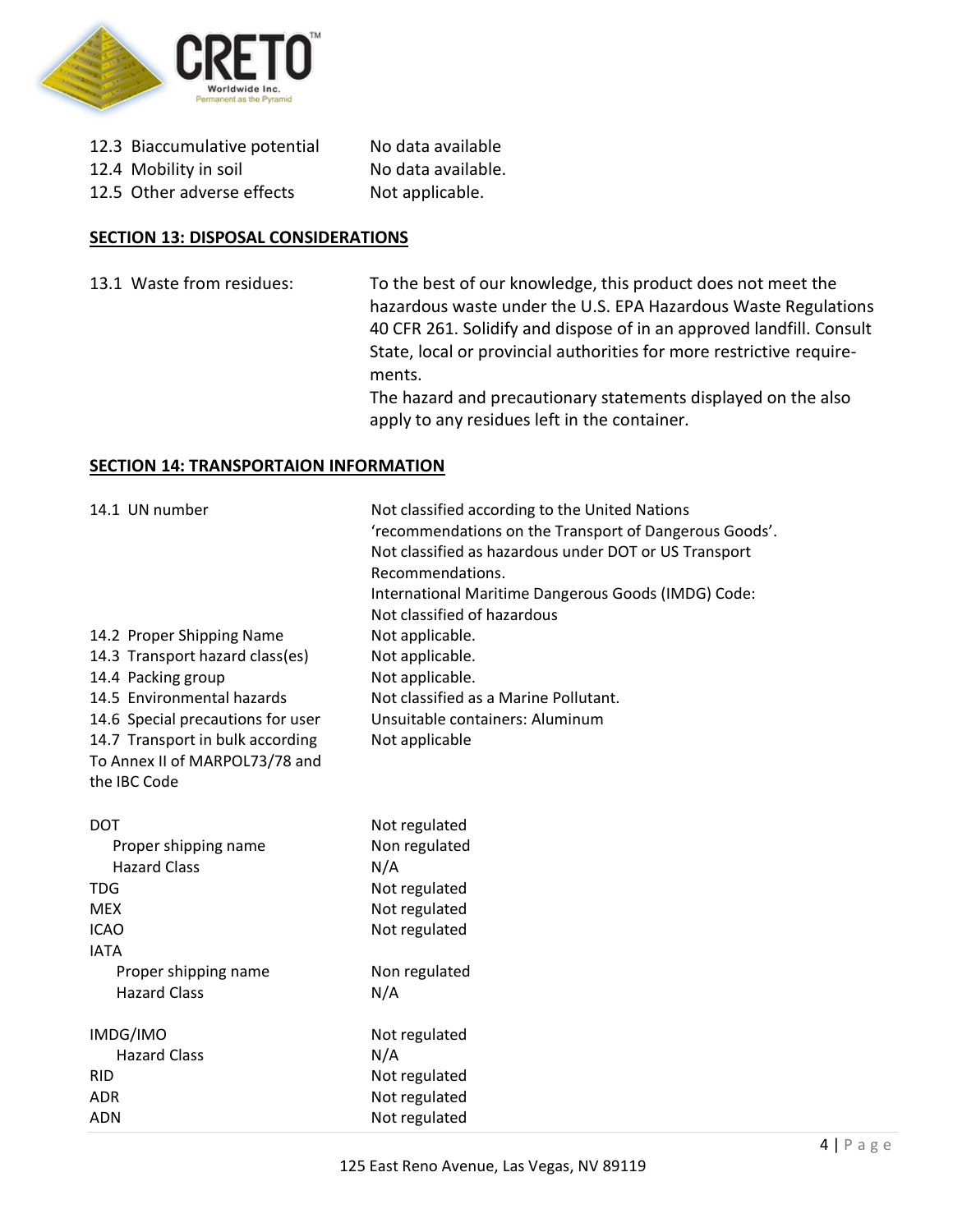| | |
|---|---|
| 12.3 Biaccumulative potential | No data available |
| 12.4 Mobility in soil | No data available. |
| 12.5 Other adverse effects | Not applicable. |

## SECTION 13: DISPOSAL CONSIDERATIONS

| | |
|---|---|
| 13.1 Waste from residues: | To the best of our knowledge, this product does not meet the hazardous waste under the U.S. EPA Hazardous Waste Regulations 40 CFR 261. Solidify and dispose of in an approved landfill. Consult State, local or provincial authorities for more restrictive requirements. The hazard and precautionary statements displayed on the also apply to any residues left in the container. |

## SECTION 14: TRANSPORTAION INFORMATION

| | |
|---|---|
| 14.1 UN number | Not classified according to the United Nations 'recommendations on the Transport of Dangerous Goods'. Not classified as hazardous under DOT or US Transport Recommendations. International Maritime Dangerous Goods (IMDG) Code: Not classified of hazardous |
| 14.2 Proper Shipping Name | Not applicable. |
| 14.3 Transport hazard class(es) | Not applicable. |
| 14.4 Packing group | Not applicable. |
| 14.5 Environmental hazards | Not classified as a Marine Pollutant. |
| 14.6 Special precautions for user | Unsuitable containers: Aluminum |
| 14.7 Transport in bulk according To Annex II of MARPOL73/78 and the IBC Code | Not applicable |

| | |
|---|---|
| DOT | Not regulated |
| Proper shipping name | Non regulated |
| Hazard Class | N/A |
| TDG | Not regulated |
| MEX | Not regulated |
| ICAO | Not regulated |
| IATA | |
| Proper shipping name | Non regulated |
| Hazard Class | N/A |
| IMDG/IMO | Not regulated |
| Hazard Class | N/A |
| RID | Not regulated |
| ADR | Not regulated |
| ADN | Not regulated |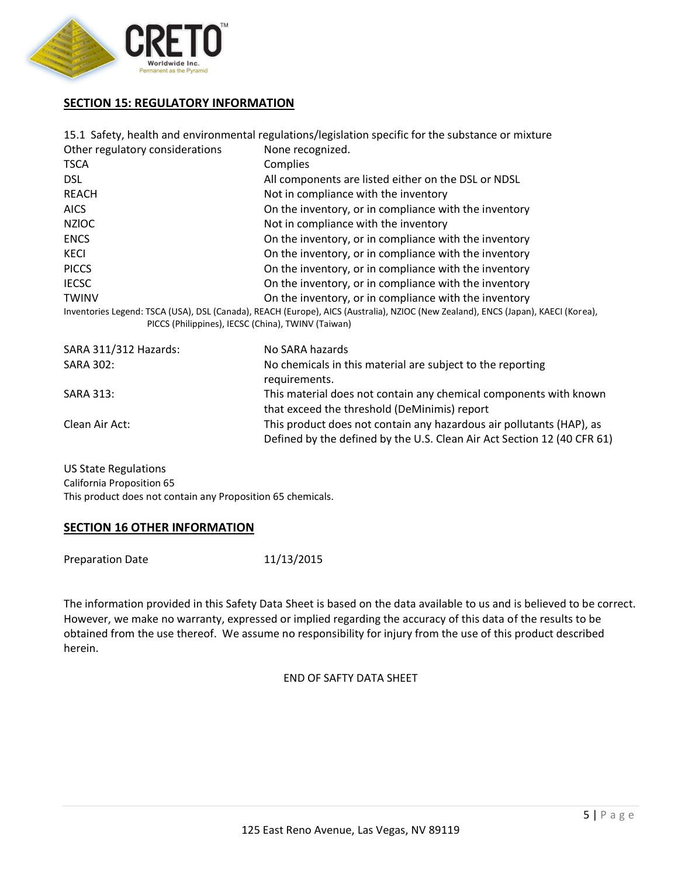## SECTION 15: REGULATORY INFORMATION

15.1 Safety, health and environmental regulations/legislation specific for the substance or mixture

| | |
|---|---|
| Other regulatory considerations | None recognized. |
| TSCA | Complies |
| DSL | All components are listed either on the DSL or NDSL |
| REACH | Not in compliance with the inventory |
| AICS | On the inventory, or in compliance with the inventory |
| NZIOC | Not in compliance with the inventory |
| ENCS | On the inventory, or in compliance with the inventory |
| KECI | On the inventory, or in compliance with the inventory |
| PICCS | On the inventory, or in compliance with the inventory |
| IECSC | On the inventory, or in compliance with the inventory |
| TWINV | On the inventory, or in compliance with the inventory |

Inventories Legend: TSCA (USA), DSL (Canada), REACH (Europe), AICS (Australia), NZIOC (New Zealand), ENCS (Japan), KAECI (Korea), PICCS (Philippines), IECSC (China), TWINV (Taiwan)

| | |
|---|---|
| SARA 311/312 Hazards: | No SARA hazards |
| SARA 302: | No chemicals in this material are subject to the reporting requirements. |
| SARA 313: | This material does not contain any chemical components with known that exceed the threshold (DeMinimis) report |
| Clean Air Act: | This product does not contain any hazardous air pollutants (HAP), as Defined by the defined by the U.S. Clean Air Act Section 12 (40 CFR 61) |

US State Regulations

California Proposition 65

This product does not contain any Proposition 65 chemicals.

## SECTION 16 OTHER INFORMATION

Preparation Date 11/13/2015

The information provided in this Safety Data Sheet is based on the data available to us and is believed to be correct. However, we make no warranty, expressed or implied regarding the accuracy of this data of the results to be obtained from the use thereof. We assume no responsibility for injury from the use of this product described herein.

END OF SAFTY DATA SHEET

125 East Reno Avenue, Las Vegas, NV 89119